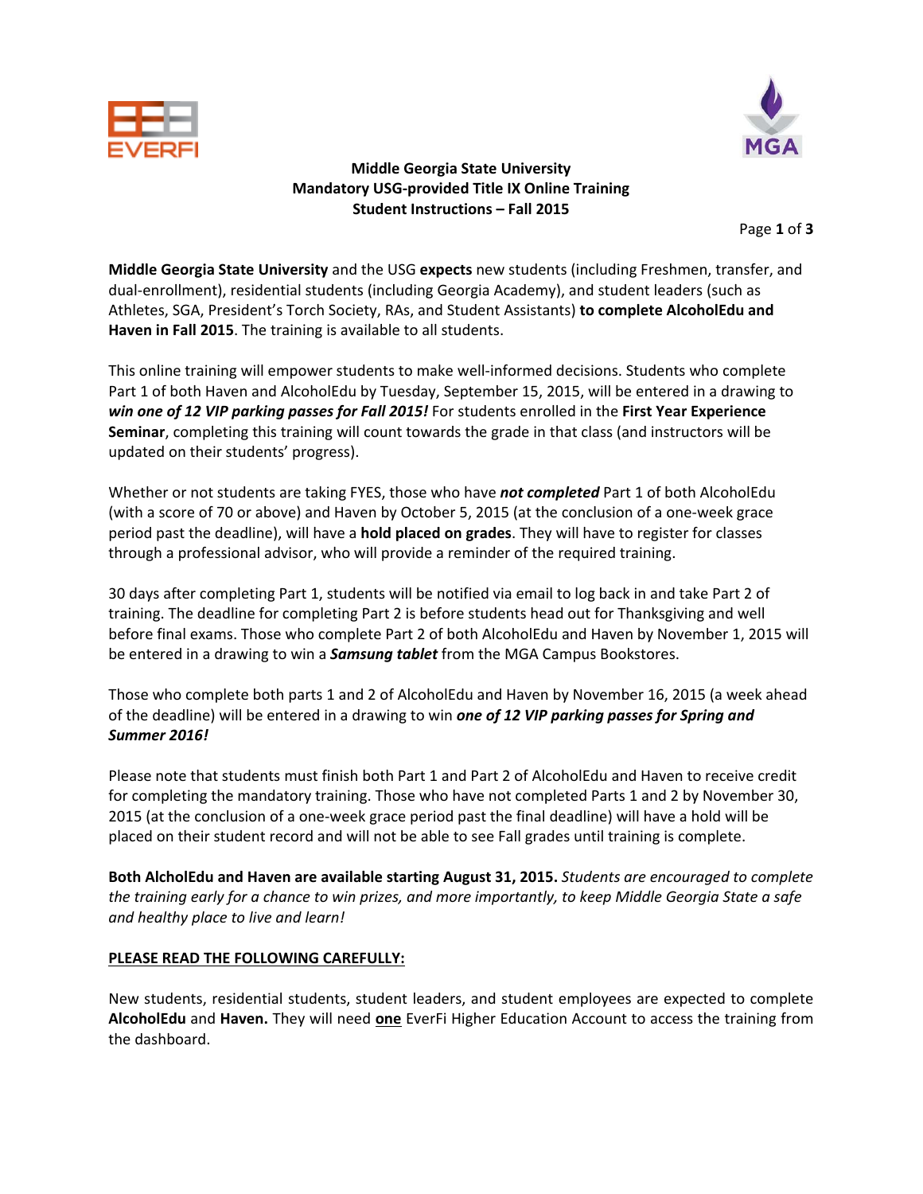# Middle Georgia State University
## Mandatory USG-provided Title IX Online Training
## Student Instructions – Fall 2015

**Middle Georgia State University** and the USG **expects** new students (including Freshmen, transfer, and dual-enrollment), residential students (including Georgia Academy), and student leaders (such as Athletes, SGA, President's Torch Society, RAs, and Student Assistants) **to complete AlcoholEdu and Haven in Fall 2015**. The training is available to all students.

This online training will empower students to make well-informed decisions. Students who complete Part 1 of both Haven and AlcoholEdu by Tuesday, September 15, 2015, will be entered in a drawing to ***win one of 12 VIP parking passes for Fall 2015!*** For students enrolled in the **First Year Experience Seminar**, completing this training will count towards the grade in that class (and instructors will be updated on their students' progress).

Whether or not students are taking FYES, those who have ***not completed*** Part 1 of both AlcoholEdu (with a score of 70 or above) and Haven by October 5, 2015 (at the conclusion of a one-week grace period past the deadline), will have a **hold placed on grades**. They will have to register for classes through a professional advisor, who will provide a reminder of the required training.

30 days after completing Part 1, students will be notified via email to log back in and take Part 2 of training. The deadline for completing Part 2 is before students head out for Thanksgiving and well before final exams. Those who complete Part 2 of both AlcoholEdu and Haven by November 1, 2015 will be entered in a drawing to win a ***Samsung tablet*** from the MGA Campus Bookstores.

Those who complete both parts 1 and 2 of AlcoholEdu and Haven by November 16, 2015 (a week ahead of the deadline) will be entered in a drawing to win ***one of 12 VIP parking passes for Spring and Summer 2016!***

Please note that students must finish both Part 1 and Part 2 of AlcoholEdu and Haven to receive credit for completing the mandatory training. Those who have not completed Parts 1 and 2 by November 30, 2015 (at the conclusion of a one-week grace period past the final deadline) will have a hold will be placed on their student record and will not be able to see Fall grades until training is complete.

**Both AlcholEdu and Haven are available starting August 31, 2015.** *Students are encouraged to complete the training early for a chance to win prizes, and more importantly, to keep Middle Georgia State a safe and healthy place to live and learn!*

**<u>PLEASE READ THE FOLLOWING CAREFULLY:</u>**

New students, residential students, student leaders, and student employees are expected to complete **AlcoholEdu** and **Haven.** They will need **<u>one</u>** EverFi Higher Education Account to access the training from the dashboard.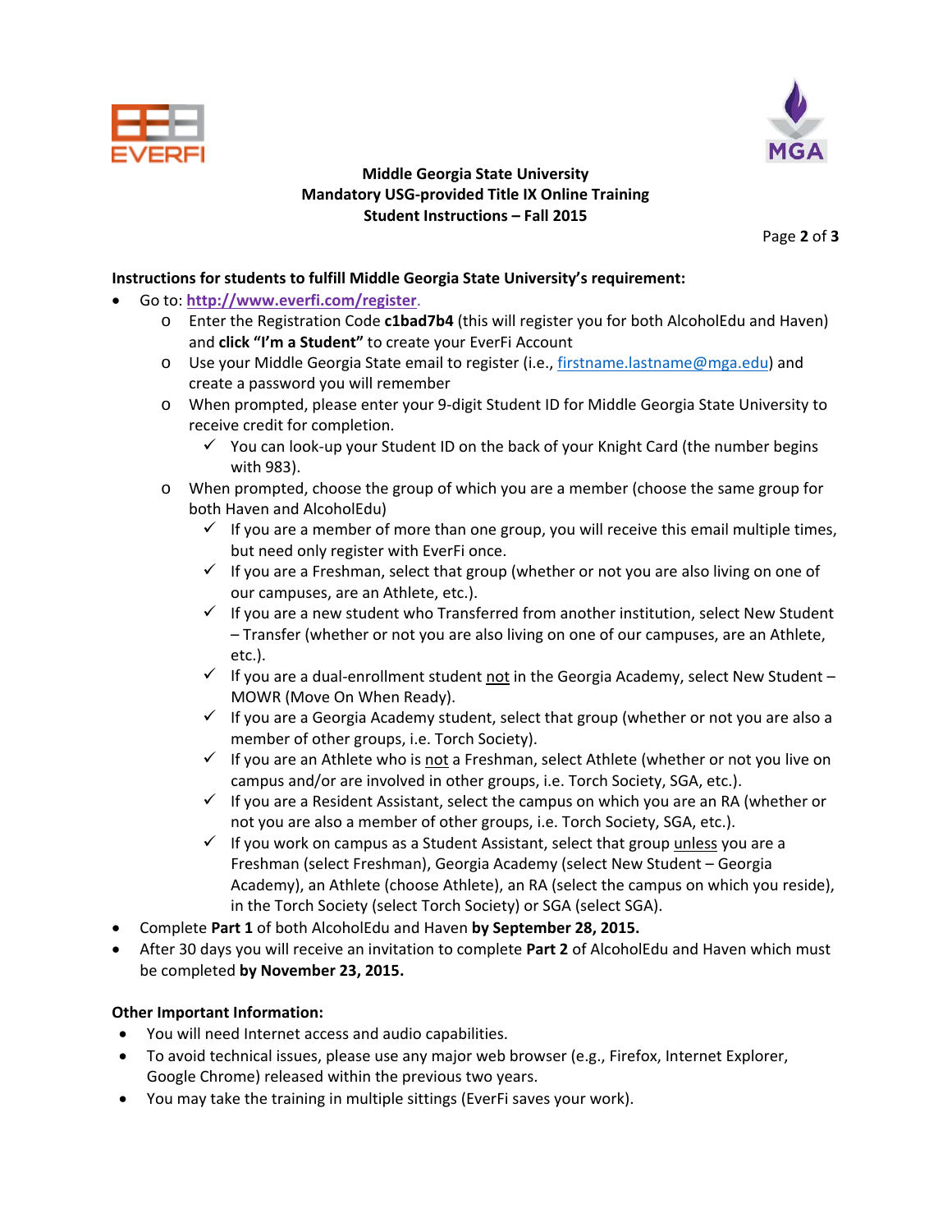**Middle Georgia State University**
**Mandatory USG-provided Title IX Online Training**
**Student Instructions – Fall 2015**

**Instructions for students to fulfill Middle Georgia State University's requirement:**

- Go to: **http://www.everfi.com/register**.
  - Enter the Registration Code **c1bad7b4** (this will register you for both AlcoholEdu and Haven) and **click "I'm a Student"** to create your EverFi Account
  - Use your Middle Georgia State email to register (i.e., firstname.lastname@mga.edu) and create a password you will remember
  - When prompted, please enter your 9-digit Student ID for Middle Georgia State University to receive credit for completion.
    - ✓ You can look-up your Student ID on the back of your Knight Card (the number begins with 983).
  - When prompted, choose the group of which you are a member (choose the same group for both Haven and AlcoholEdu)
    - ✓ If you are a member of more than one group, you will receive this email multiple times, but need only register with EverFi once.
    - ✓ If you are a Freshman, select that group (whether or not you are also living on one of our campuses, are an Athlete, etc.).
    - ✓ If you are a new student who Transferred from another institution, select New Student – Transfer (whether or not you are also living on one of our campuses, are an Athlete, etc.).
    - ✓ If you are a dual-enrollment student <u>not</u> in the Georgia Academy, select New Student – MOWR (Move On When Ready).
    - ✓ If you are a Georgia Academy student, select that group (whether or not you are also a member of other groups, i.e. Torch Society).
    - ✓ If you are an Athlete who is <u>not</u> a Freshman, select Athlete (whether or not you live on campus and/or are involved in other groups, i.e. Torch Society, SGA, etc.).
    - ✓ If you are a Resident Assistant, select the campus on which you are an RA (whether or not you are also a member of other groups, i.e. Torch Society, SGA, etc.).
    - ✓ If you work on campus as a Student Assistant, select that group <u>unless</u> you are a Freshman (select Freshman), Georgia Academy (select New Student – Georgia Academy), an Athlete (choose Athlete), an RA (select the campus on which you reside), in the Torch Society (select Torch Society) or SGA (select SGA).
- Complete **Part 1** of both AlcoholEdu and Haven **by September 28, 2015.**
- After 30 days you will receive an invitation to complete **Part 2** of AlcoholEdu and Haven which must be completed **by November 23, 2015.**

**Other Important Information:**

- You will need Internet access and audio capabilities.
- To avoid technical issues, please use any major web browser (e.g., Firefox, Internet Explorer, Google Chrome) released within the previous two years.
- You may take the training in multiple sittings (EverFi saves your work).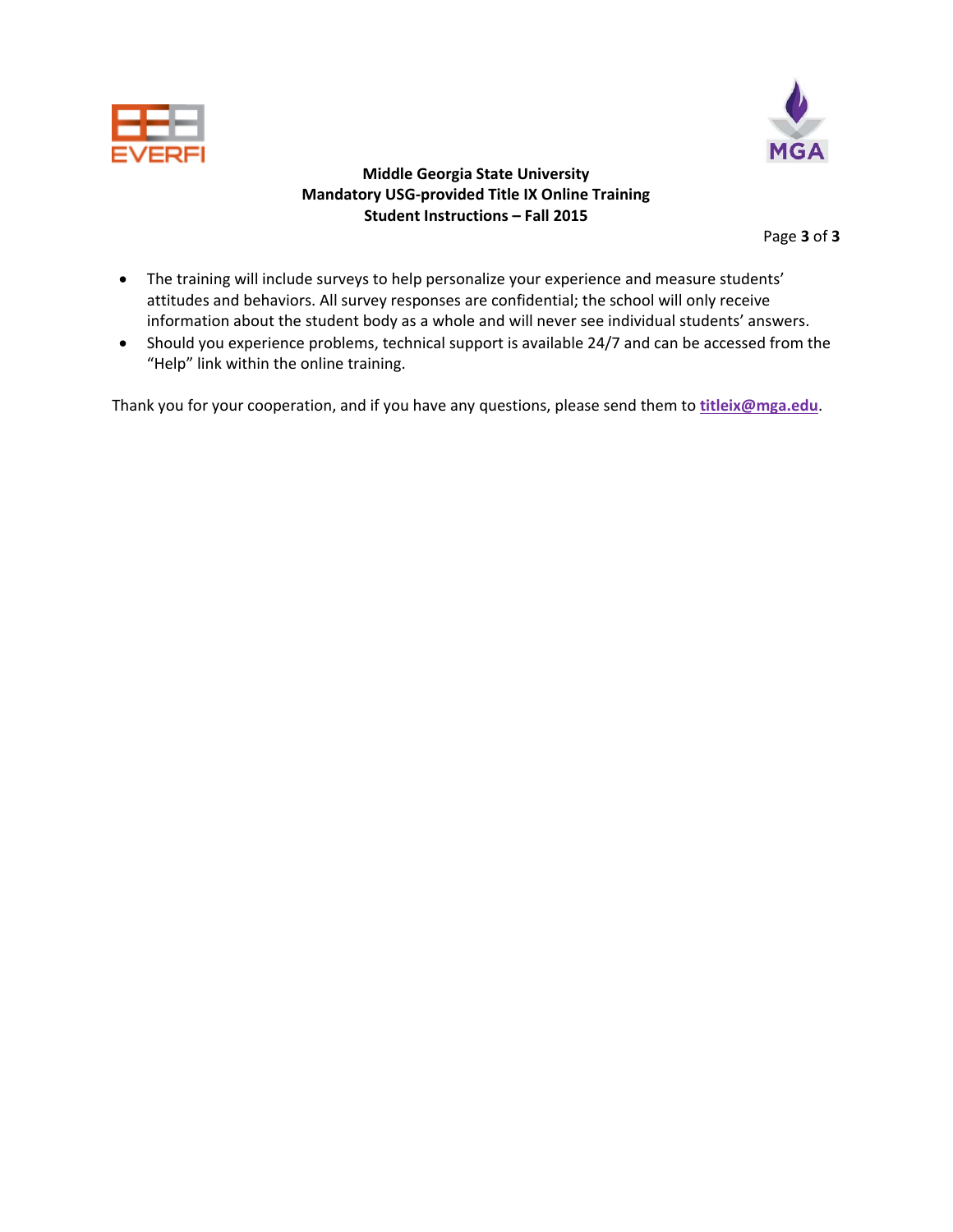- The training will include surveys to help personalize your experience and measure students' attitudes and behaviors. All survey responses are confidential; the school will only receive information about the student body as a whole and will never see individual students' answers.
- Should you experience problems, technical support is available 24/7 and can be accessed from the "Help" link within the online training.

Thank you for your cooperation, and if you have any questions, please send them to **titleix@mga.edu**.